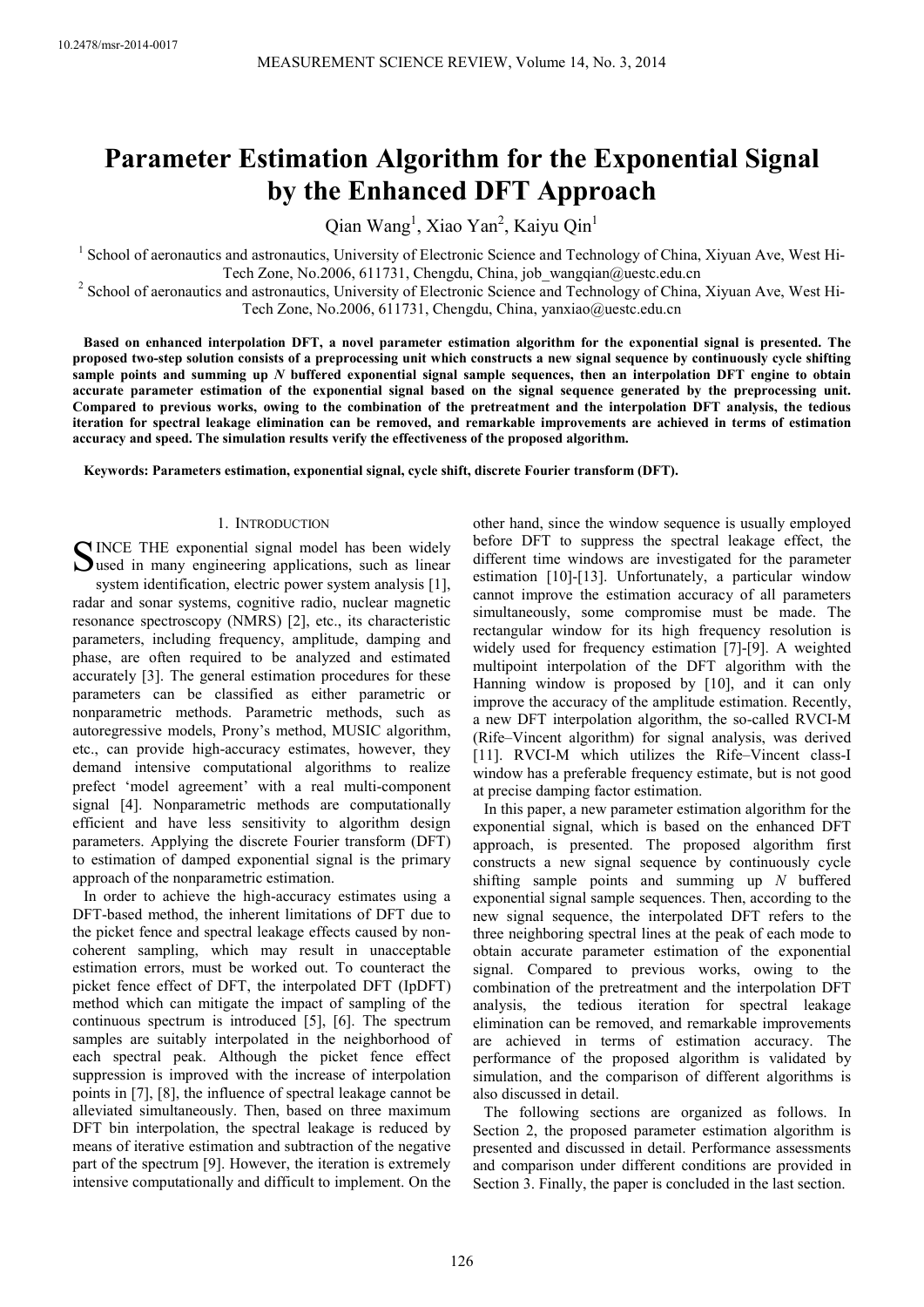# Parameter Estimation Algorithm for the Exponential Signal by the Enhanced DFT Approach

Qian Wang[1], Xiao Yan[2], Kaiyu Qin[1]

[1] School of aeronautics and astronautics, University of Electronic Science and Technology of China, Xiyuan Ave, West Hi-Tech Zone, No.2006, 611731, Chengdu, China, job_wangqian@uestc.edu.cn

[2] School of aeronautics and astronautics, University of Electronic Science and Technology of China, Xiyuan Ave, West Hi-Tech Zone, No.2006, 611731, Chengdu, China, yanxiao@uestc.edu.cn

**Based on enhanced interpolation DFT, a novel parameter estimation algorithm for the exponential signal is presented. The proposed two-step solution consists of a preprocessing unit which constructs a new signal sequence by continuously cycle shifting sample points and summing up *N* buffered exponential signal sample sequences, then an interpolation DFT engine to obtain accurate parameter estimation of the exponential signal based on the signal sequence generated by the preprocessing unit. Compared to previous works, owing to the combination of the pretreatment and the interpolation DFT analysis, the tedious iteration for spectral leakage elimination can be removed, and remarkable improvements are achieved in terms of estimation accuracy and speed. The simulation results verify the effectiveness of the proposed algorithm.**

**Keywords: Parameters estimation, exponential signal, cycle shift, discrete Fourier transform (DFT).**

## 1. Introduction

SINCE THE exponential signal model has been widely used in many engineering applications, such as linear system identification, electric power system analysis [1], radar and sonar systems, cognitive radio, nuclear magnetic resonance spectroscopy (NMRS) [2], etc., its characteristic parameters, including frequency, amplitude, damping and phase, are often required to be analyzed and estimated accurately [3]. The general estimation procedures for these parameters can be classified as either parametric or nonparametric methods. Parametric methods, such as autoregressive models, Prony's method, MUSIC algorithm, etc., can provide high-accuracy estimates, however, they demand intensive computational algorithms to realize prefect 'model agreement' with a real multi-component signal [4]. Nonparametric methods are computationally efficient and have less sensitivity to algorithm design parameters. Applying the discrete Fourier transform (DFT) to estimation of damped exponential signal is the primary approach of the nonparametric estimation.

In order to achieve the high-accuracy estimates using a DFT-based method, the inherent limitations of DFT due to the picket fence and spectral leakage effects caused by non-coherent sampling, which may result in unacceptable estimation errors, must be worked out. To counteract the picket fence effect of DFT, the interpolated DFT (IpDFT) method which can mitigate the impact of sampling of the continuous spectrum is introduced [5], [6]. The spectrum samples are suitably interpolated in the neighborhood of each spectral peak. Although the picket fence effect suppression is improved with the increase of interpolation points in [7], [8], the influence of spectral leakage cannot be alleviated simultaneously. Then, based on three maximum DFT bin interpolation, the spectral leakage is reduced by means of iterative estimation and subtraction of the negative part of the spectrum [9]. However, the iteration is extremely intensive computationally and difficult to implement. On the other hand, since the window sequence is usually employed before DFT to suppress the spectral leakage effect, the different time windows are investigated for the parameter estimation [10]-[13]. Unfortunately, a particular window cannot improve the estimation accuracy of all parameters simultaneously, some compromise must be made. The rectangular window for its high frequency resolution is widely used for frequency estimation [7]-[9]. A weighted multipoint interpolation of the DFT algorithm with the Hanning window is proposed by [10], and it can only improve the accuracy of the amplitude estimation. Recently, a new DFT interpolation algorithm, the so-called RVCI-M (Rife–Vincent algorithm) for signal analysis, was derived [11]. RVCI-M which utilizes the Rife–Vincent class-I window has a preferable frequency estimate, but is not good at precise damping factor estimation.

In this paper, a new parameter estimation algorithm for the exponential signal, which is based on the enhanced DFT approach, is presented. The proposed algorithm first constructs a new signal sequence by continuously cycle shifting sample points and summing up *N* buffered exponential signal sample sequences. Then, according to the new signal sequence, the interpolated DFT refers to the three neighboring spectral lines at the peak of each mode to obtain accurate parameter estimation of the exponential signal. Compared to previous works, owing to the combination of the pretreatment and the interpolation DFT analysis, the tedious iteration for spectral leakage elimination can be removed, and remarkable improvements are achieved in terms of estimation accuracy. The performance of the proposed algorithm is validated by simulation, and the comparison of different algorithms is also discussed in detail.

The following sections are organized as follows. In Section 2, the proposed parameter estimation algorithm is presented and discussed in detail. Performance assessments and comparison under different conditions are provided in Section 3. Finally, the paper is concluded in the last section.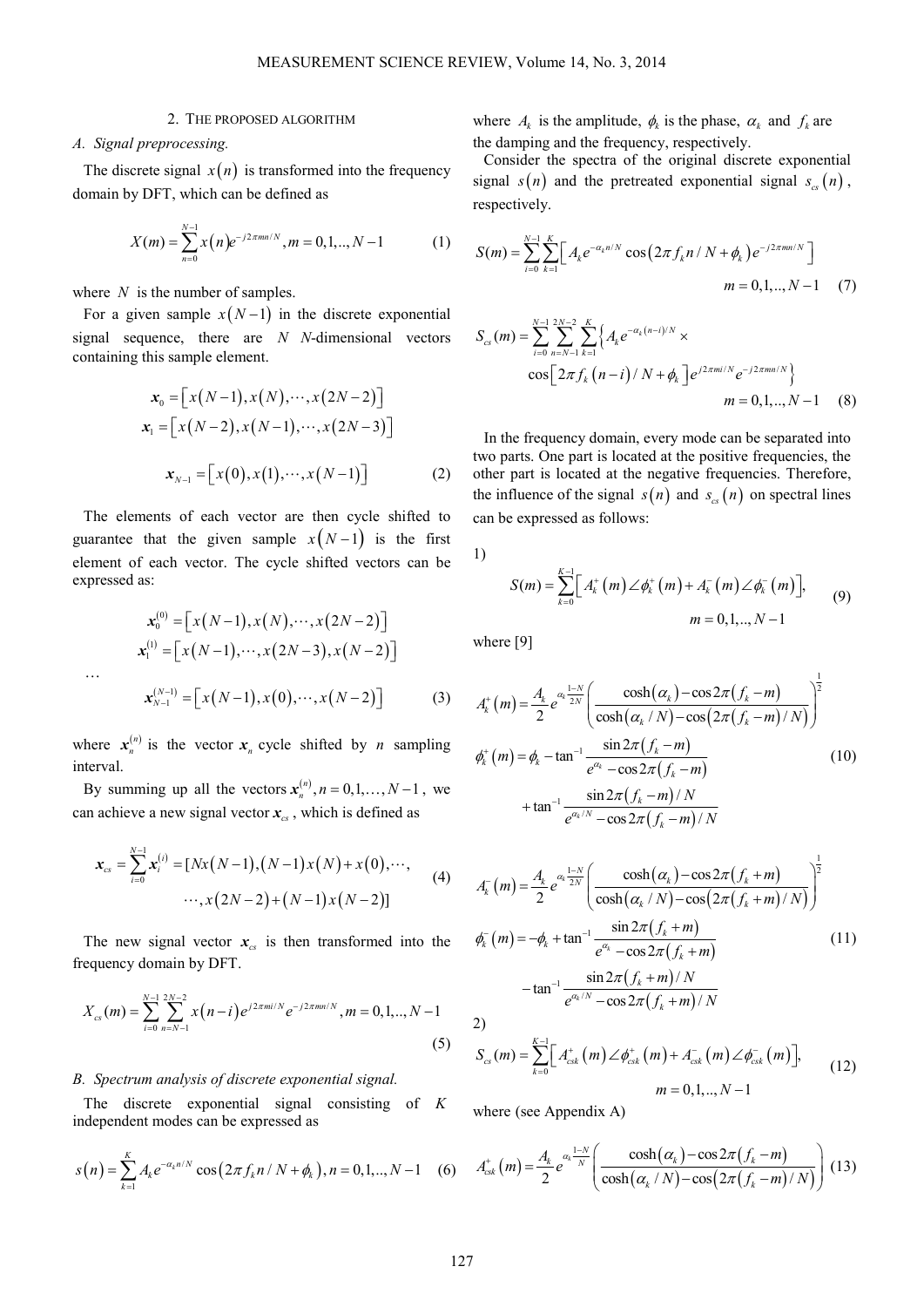## 2. THE PROPOSED ALGORITHM

### A. Signal preprocessing.

The discrete signal $x(n)$ is transformed into the frequency domain by DFT, which can be defined as

$$X(m)=\sum_{n=0}^{N-1}x(n)e^{-j2\pi mn/N}, m=0,1,..,N-1 \tag{1}$$

where $N$ is the number of samples.

For a given sample $x(N-1)$ in the discrete exponential signal sequence, there are $N$ $N$-dimensional vectors containing this sample element.

$$\begin{aligned}
\boldsymbol{x}_0 &= \left[x(N-1),x(N),\cdots,x(2N-2)\right] \\
\boldsymbol{x}_1 &= \left[x(N-2),x(N-1),\cdots,x(2N-3)\right] \\
\boldsymbol{x}_{N-1} &= \left[x(0),x(1),\cdots,x(N-1)\right]
\end{aligned} \tag{2}$$

The elements of each vector are then cycle shifted to guarantee that the given sample $x(N-1)$ is the first element of each vector. The cycle shifted vectors can be expressed as:

$$\begin{aligned}
\boldsymbol{x}_0^{(0)} &= \left[x(N-1),x(N),\cdots,x(2N-2)\right] \\
\boldsymbol{x}_1^{(1)} &= \left[x(N-1),\cdots,x(2N-3),x(N-2)\right] \\
&\cdots \\
\boldsymbol{x}_{N-1}^{(N-1)} &= \left[x(N-1),x(0),\cdots,x(N-2)\right]
\end{aligned} \tag{3}$$

where $\boldsymbol{x}_n^{(n)}$ is the vector $\boldsymbol{x}_n$ cycle shifted by $n$ sampling interval.

By summing up all the vectors $\boldsymbol{x}_n^{(n)}, n=0,1,\ldots,N-1$, we can achieve a new signal vector $\boldsymbol{x}_{cs}$, which is defined as

$$\begin{aligned}
\boldsymbol{x}_{cs} = \sum_{i=0}^{N-1}\boldsymbol{x}_i^{(i)} = [Nx(N-1),(N-1)x(N)+x(0),\cdots, \\
\cdots,x(2N-2)+(N-1)x(N-2)]
\end{aligned} \tag{4}$$

The new signal vector $\boldsymbol{x}_{cs}$ is then transformed into the frequency domain by DFT.

$$X_{cs}(m)=\sum_{i=0}^{N-1}\sum_{n=N-1}^{2N-2}x(n-i)e^{j2\pi mi/N}e^{-j2\pi mn/N}, m=0,1,..,N-1 \tag{5}$$

### B. Spectrum analysis of discrete exponential signal.

The discrete exponential signal consisting of $K$ independent modes can be expressed as

$$s(n)=\sum_{k=1}^{K}A_k e^{-\alpha_k n/N}\cos\left(2\pi f_k n/N+\phi_k\right), n=0,1,..,N-1 \tag{6}$$

where $A_k$ is the amplitude, $\phi_k$ is the phase, $\alpha_k$ and $f_k$ are the damping and the frequency, respectively.

Consider the spectra of the original discrete exponential signal $s(n)$ and the pretreated exponential signal $s_{cs}(n)$, respectively.

$$S(m)=\sum_{i=0}^{N-1}\sum_{k=1}^{K}\left[A_k e^{-\alpha_k n/N}\cos\left(2\pi f_k n/N+\phi_k\right)e^{-j2\pi mn/N}\right] \quad m=0,1,..,N-1 \tag{7}$$

$$\begin{aligned}
S_{cs}(m)=\sum_{i=0}^{N-1}\sum_{n=N-1}^{2N-2}\sum_{k=1}^{K}\Big\{A_k e^{-\alpha_k(n-i)/N}\times \\
\cos\left[2\pi f_k(n-i)/N+\phi_k\right]e^{j2\pi mi/N}e^{-j2\pi mn/N}\Big\}
\end{aligned} \quad m=0,1,..,N-1 \tag{8}$$

In the frequency domain, every mode can be separated into two parts. One part is located at the positive frequencies, the other part is located at the negative frequencies. Therefore, the influence of the signal $s(n)$ and $s_{cs}(n)$ on spectral lines can be expressed as follows:

1)

$$S(m)=\sum_{k=0}^{K-1}\left[A_k^+(m)\angle\phi_k^+(m)+A_k^-(m)\angle\phi_k^-(m)\right], \quad m=0,1,..,N-1 \tag{9}$$

where [9]

$$\begin{aligned}
A_k^+(m) &= \frac{A_k}{2}e^{\alpha_k\frac{1-N}{2N}}\left(\frac{\cosh(\alpha_k)-\cos 2\pi(f_k-m)}{\cosh(\alpha_k/N)-\cos\left(2\pi(f_k-m)/N\right)}\right)^{\frac{1}{2}} \\
\phi_k^+(m) &= \phi_k-\tan^{-1}\frac{\sin 2\pi(f_k-m)}{e^{\alpha_k}-\cos 2\pi(f_k-m)} \\
&\quad +\tan^{-1}\frac{\sin 2\pi(f_k-m)/N}{e^{\alpha_k/N}-\cos 2\pi(f_k-m)/N}
\end{aligned} \tag{10}$$

$$\begin{aligned}
A_k^-(m) &= \frac{A_k}{2}e^{\alpha_k\frac{1-N}{2N}}\left(\frac{\cosh(\alpha_k)-\cos 2\pi(f_k+m)}{\cosh(\alpha_k/N)-\cos\left(2\pi(f_k+m)/N\right)}\right)^{\frac{1}{2}} \\
\phi_k^-(m) &= -\phi_k+\tan^{-1}\frac{\sin 2\pi(f_k+m)}{e^{\alpha_k}-\cos 2\pi(f_k+m)} \\
&\quad -\tan^{-1}\frac{\sin 2\pi(f_k+m)/N}{e^{\alpha_k/N}-\cos 2\pi(f_k+m)/N}
\end{aligned} \tag{11}$$

2)

$$S_{cs}(m)=\sum_{k=0}^{K-1}\left[A_{csk}^+(m)\angle\phi_{csk}^+(m)+A_{csk}^-(m)\angle\phi_{csk}^-(m)\right], \quad m=0,1,..,N-1 \tag{12}$$

where (see Appendix A)

$$A_{csk}^+(m)=\frac{A_k}{2}e^{\alpha_k\frac{1-N}{N}}\left(\frac{\cosh(\alpha_k)-\cos 2\pi(f_k-m)}{\cosh(\alpha_k/N)-\cos\left(2\pi(f_k-m)/N\right)}\right) \tag{13}$$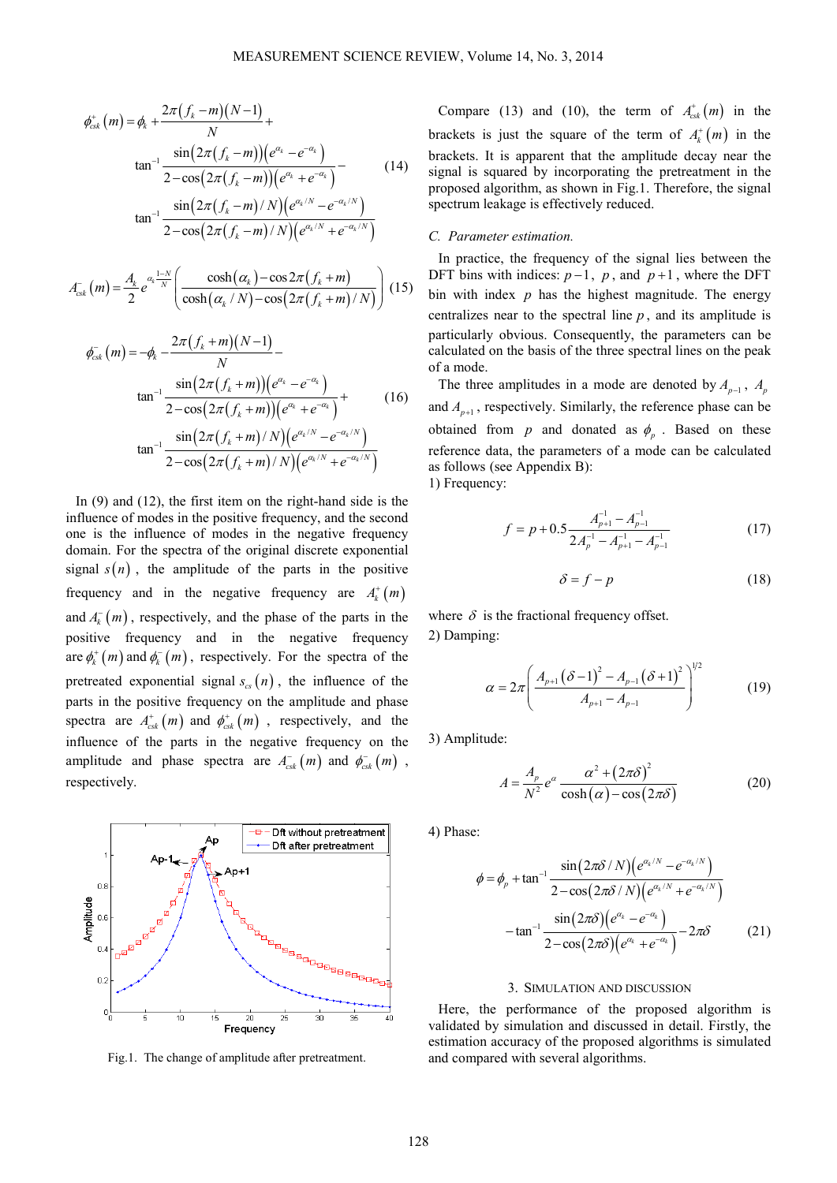$$\phi_{csk}^{+}(m)=\phi_k+\frac{2\pi(f_k-m)(N-1)}{N}+\tan^{-1}\frac{\sin(2\pi(f_k-m))\left(e^{\alpha_k}-e^{-\alpha_k}\right)}{2-\cos(2\pi(f_k-m))\left(e^{\alpha_k}+e^{-\alpha_k}\right)}-\tan^{-1}\frac{\sin(2\pi(f_k-m)/N)\left(e^{\alpha_k/N}-e^{-\alpha_k/N}\right)}{2-\cos(2\pi(f_k-m)/N)\left(e^{\alpha_k/N}+e^{-\alpha_k/N}\right)} \tag{14}$$

$$A_{csk}^{-}(m)=\frac{A_k}{2}e^{\alpha_k\frac{1-N}{N}}\left(\frac{\cosh(\alpha_k)-\cos 2\pi(f_k+m)}{\cosh(\alpha_k/N)-\cos(2\pi(f_k+m)/N)}\right) \tag{15}$$

$$\phi_{csk}^{-}(m)=-\phi_k-\frac{2\pi(f_k+m)(N-1)}{N}-\tan^{-1}\frac{\sin(2\pi(f_k+m))\left(e^{\alpha_k}-e^{-\alpha_k}\right)}{2-\cos(2\pi(f_k+m))\left(e^{\alpha_k}+e^{-\alpha_k}\right)}+\tan^{-1}\frac{\sin(2\pi(f_k+m)/N)\left(e^{\alpha_k/N}-e^{-\alpha_k/N}\right)}{2-\cos(2\pi(f_k+m)/N)\left(e^{\alpha_k/N}+e^{-\alpha_k/N}\right)} \tag{16}$$

In (9) and (12), the first item on the right-hand side is the influence of modes in the positive frequency, and the second one is the influence of modes in the negative frequency domain. For the spectra of the original discrete exponential signal $s(n)$, the amplitude of the parts in the positive frequency and in the negative frequency are $A_k^{+}(m)$ and $A_k^{-}(m)$, respectively, and the phase of the parts in the positive frequency and in the negative frequency are $\phi_k^{+}(m)$ and $\phi_k^{-}(m)$, respectively. For the spectra of the pretreated exponential signal $s_{cs}(n)$, the influence of the parts in the positive frequency on the amplitude and phase spectra are $A_{csk}^{+}(m)$ and $\phi_{csk}^{+}(m)$, respectively, and the influence of the parts in the negative frequency on the amplitude and phase spectra are $A_{csk}^{-}(m)$ and $\phi_{csk}^{-}(m)$, respectively.

Fig.1. The change of amplitude after pretreatment.

Compare (13) and (10), the term of $A_{csk}^{+}(m)$ in the brackets is just the square of the term of $A_k^{+}(m)$ in the brackets. It is apparent that the amplitude decay near the signal is squared by incorporating the pretreatment in the proposed algorithm, as shown in Fig.1. Therefore, the signal spectrum leakage is effectively reduced.

### C. Parameter estimation.

In practice, the frequency of the signal lies between the DFT bins with indices: $p-1$, $p$, and $p+1$, where the DFT bin with index $p$ has the highest magnitude. The energy centralizes near to the spectral line $p$, and its amplitude is particularly obvious. Consequently, the parameters can be calculated on the basis of the three spectral lines on the peak of a mode.

The three amplitudes in a mode are denoted by $A_{p-1}$, $A_p$ and $A_{p+1}$, respectively. Similarly, the reference phase can be obtained from $p$ and donated as $\phi_p$. Based on these reference data, the parameters of a mode can be calculated as follows (see Appendix B):

1) Frequency:

$$f=p+0.5\frac{A_{p+1}^{-1}-A_{p-1}^{-1}}{2A_p^{-1}-A_{p+1}^{-1}-A_{p-1}^{-1}} \tag{17}$$

$$\delta=f-p \tag{18}$$

where $\delta$ is the fractional frequency offset.

2) Damping:

$$\alpha=2\pi\left(\frac{A_{p+1}(\delta-1)^2-A_{p-1}(\delta+1)^2}{A_{p+1}-A_{p-1}}\right)^{1/2} \tag{19}$$

3) Amplitude:

$$A=\frac{A_p}{N^2}e^{\alpha}\frac{\alpha^2+(2\pi\delta)^2}{\cosh(\alpha)-\cos(2\pi\delta)} \tag{20}$$

4) Phase:

$$\phi=\phi_p+\tan^{-1}\frac{\sin(2\pi\delta/N)\left(e^{\alpha_k/N}-e^{-\alpha_k/N}\right)}{2-\cos(2\pi\delta/N)\left(e^{\alpha_k/N}+e^{-\alpha_k/N}\right)}-\tan^{-1}\frac{\sin(2\pi\delta)\left(e^{\alpha_k}-e^{-\alpha_k}\right)}{2-\cos(2\pi\delta)\left(e^{\alpha_k}+e^{-\alpha_k}\right)}-2\pi\delta \tag{21}$$

## 3. Simulation and Discussion

Here, the performance of the proposed algorithm is validated by simulation and discussed in detail. Firstly, the estimation accuracy of the proposed algorithms is simulated and compared with several algorithms.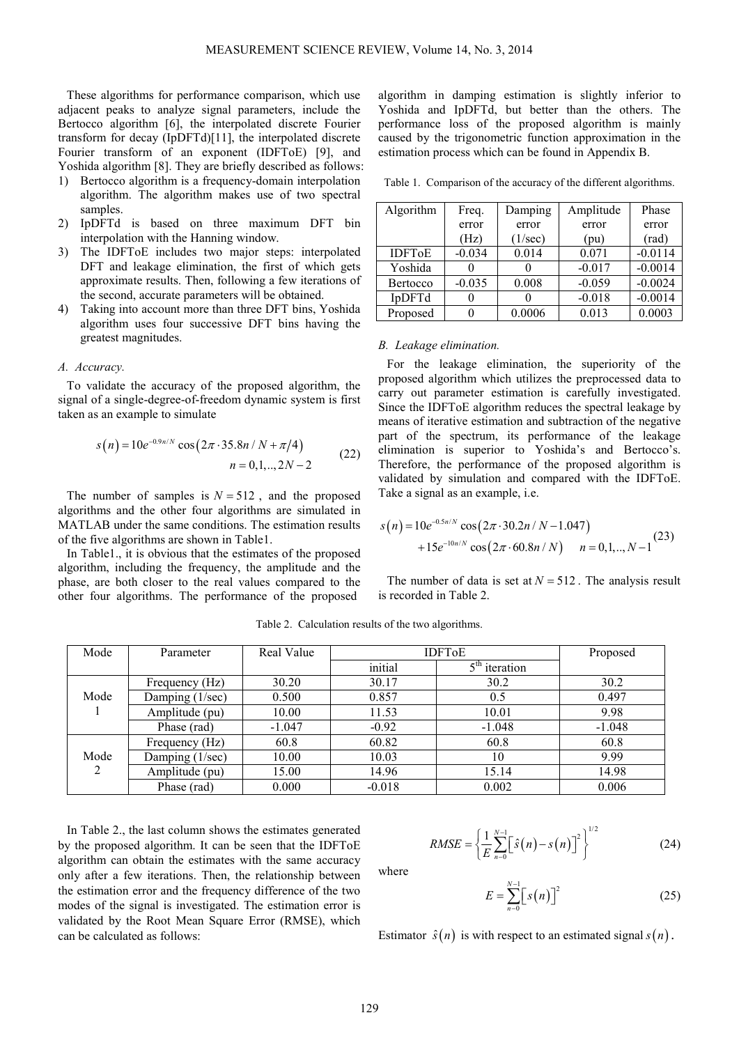These algorithms for performance comparison, which use adjacent peaks to analyze signal parameters, include the Bertocco algorithm [6], the interpolated discrete Fourier transform for decay (IpDFTd)[11], the interpolated discrete Fourier transform of an exponent (IDFToE) [9], and Yoshida algorithm [8]. They are briefly described as follows:

1) Bertocco algorithm is a frequency-domain interpolation algorithm. The algorithm makes use of two spectral samples.
2) IpDFTd is based on three maximum DFT bin interpolation with the Hanning window.
3) The IDFToE includes two major steps: interpolated DFT and leakage elimination, the first of which gets approximate results. Then, following a few iterations of the second, accurate parameters will be obtained.
4) Taking into account more than three DFT bins, Yoshida algorithm uses four successive DFT bins having the greatest magnitudes.

### *A. Accuracy.*

To validate the accuracy of the proposed algorithm, the signal of a single-degree-of-freedom dynamic system is first taken as an example to simulate

$$s(n) = 10e^{-0.9n/N}\cos\left(2\pi \cdot 35.8n/N + \pi/4\right) \quad n = 0,1,..,2N-2 \tag{22}$$

The number of samples is $N = 512$, and the proposed algorithms and the other four algorithms are simulated in MATLAB under the same conditions. The estimation results of the five algorithms are shown in Table1.

In Table1., it is obvious that the estimates of the proposed algorithm, including the frequency, the amplitude and the phase, are both closer to the real values compared to the other four algorithms. The performance of the proposed algorithm in damping estimation is slightly inferior to Yoshida and IpDFTd, but better than the others. The performance loss of the proposed algorithm is mainly caused by the trigonometric function approximation in the estimation process which can be found in Appendix B.

Table 1. Comparison of the accuracy of the different algorithms.

| Algorithm | Freq. error (Hz) | Damping error (1/sec) | Amplitude error (pu) | Phase error (rad) |
|---|---|---|---|---|
| IDFToE | -0.034 | 0.014 | 0.071 | -0.0114 |
| Yoshida | 0 | 0 | -0.017 | -0.0014 |
| Bertocco | -0.035 | 0.008 | -0.059 | -0.0024 |
| IpDFTd | 0 | 0 | -0.018 | -0.0014 |
| Proposed | 0 | 0.0006 | 0.013 | 0.0003 |

### *B. Leakage elimination.*

For the leakage elimination, the superiority of the proposed algorithm which utilizes the preprocessed data to carry out parameter estimation is carefully investigated. Since the IDFToE algorithm reduces the spectral leakage by means of iterative estimation and subtraction of the negative part of the spectrum, its performance of the leakage elimination is superior to Yoshida's and Bertocco's. Therefore, the performance of the proposed algorithm is validated by simulation and compared with the IDFToE. Take a signal as an example, i.e.

$$s(n) = 10e^{-0.5n/N}\cos\left(2\pi \cdot 30.2n/N - 1.047\right) + 15e^{-10n/N}\cos\left(2\pi \cdot 60.8n/N\right) \quad n = 0,1,..,N-1 \tag{23}$$

The number of data is set at $N = 512$. The analysis result is recorded in Table 2.

Table 2. Calculation results of the two algorithms.

| Mode | Parameter | Real Value | IDFToE | | Proposed |
|---|---|---|---|---|---|
| | | | initial | 5th iteration | |
| Mode 1 | Frequency (Hz) | 30.20 | 30.17 | 30.2 | 30.2 |
| | Damping (1/sec) | 0.500 | 0.857 | 0.5 | 0.497 |
| | Amplitude (pu) | 10.00 | 11.53 | 10.01 | 9.98 |
| | Phase (rad) | -1.047 | -0.92 | -1.048 | -1.048 |
| Mode 2 | Frequency (Hz) | 60.8 | 60.82 | 60.8 | 60.8 |
| | Damping (1/sec) | 10.00 | 10.03 | 10 | 9.99 |
| | Amplitude (pu) | 15.00 | 14.96 | 15.14 | 14.98 |
| | Phase (rad) | 0.000 | -0.018 | 0.002 | 0.006 |

In Table 2., the last column shows the estimates generated by the proposed algorithm. It can be seen that the IDFToE algorithm can obtain the estimates with the same accuracy only after a few iterations. Then, the relationship between the estimation error and the frequency difference of the two modes of the signal is investigated. The estimation error is validated by the Root Mean Square Error (RMSE), which can be calculated as follows:

$$RMSE = \left\{ \frac{1}{E} \sum_{n=0}^{N-1} \left[ \hat{s}(n) - s(n) \right]^2 \right\}^{1/2} \tag{24}$$

where

$$E = \sum_{n=0}^{N-1} \left[ s(n) \right]^2 \tag{25}$$

Estimator $\hat{s}(n)$ is with respect to an estimated signal $s(n)$.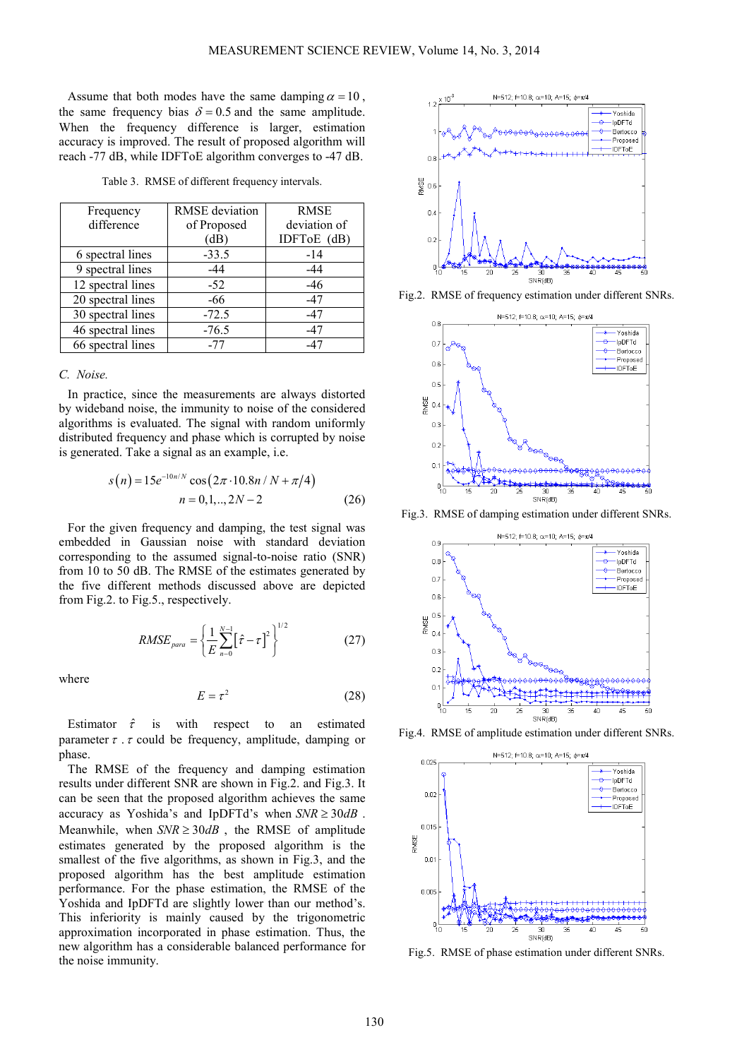Assume that both modes have the same damping $\alpha = 10$, the same frequency bias $\delta = 0.5$ and the same amplitude. When the frequency difference is larger, estimation accuracy is improved. The result of proposed algorithm will reach -77 dB, while IDFToE algorithm converges to -47 dB.

Table 3. RMSE of different frequency intervals.

| Frequency difference | RMSE deviation of Proposed (dB) | RMSE deviation of IDFToE (dB) |
|---|---|---|
| 6 spectral lines | -33.5 | -14 |
| 9 spectral lines | -44 | -44 |
| 12 spectral lines | -52 | -46 |
| 20 spectral lines | -66 | -47 |
| 30 spectral lines | -72.5 | -47 |
| 46 spectral lines | -76.5 | -47 |
| 66 spectral lines | -77 | -47 |

*C. Noise.*

In practice, since the measurements are always distorted by wideband noise, the immunity to noise of the considered algorithms is evaluated. The signal with random uniformly distributed frequency and phase which is corrupted by noise is generated. Take a signal as an example, i.e.

$$s(n) = 15e^{-10n/N}\cos(2\pi \cdot 10.8n/N + \pi/4)$$
$$n = 0,1,..,2N-2 \tag{26}$$

For the given frequency and damping, the test signal was embedded in Gaussian noise with standard deviation corresponding to the assumed signal-to-noise ratio (SNR) from 10 to 50 dB. The RMSE of the estimates generated by the five different methods discussed above are depicted from Fig.2. to Fig.5., respectively.

$$RMSE_{para} = \left\{ \frac{1}{E}\sum_{n=0}^{N-1}\left[\hat{\tau} - \tau\right]^2 \right\}^{1/2} \tag{27}$$

where

$$E = \tau^2 \tag{28}$$

Estimator $\hat{\tau}$ is with respect to an estimated parameter $\tau$. $\tau$ could be frequency, amplitude, damping or phase.

The RMSE of the frequency and damping estimation results under different SNR are shown in Fig.2. and Fig.3. It can be seen that the proposed algorithm achieves the same accuracy as Yoshida's and IpDFTd's when $SNR \geq 30dB$. Meanwhile, when $SNR \geq 30dB$, the RMSE of amplitude estimates generated by the proposed algorithm is the smallest of the five algorithms, as shown in Fig.3, and the proposed algorithm has the best amplitude estimation performance. For the phase estimation, the RMSE of the Yoshida and IpDFTd are slightly lower than our method's. This inferiority is mainly caused by the trigonometric approximation incorporated in phase estimation. Thus, the new algorithm has a considerable balanced performance for the noise immunity.

Fig.2. RMSE of frequency estimation under different SNRs.

Fig.3. RMSE of damping estimation under different SNRs.

Fig.4. RMSE of amplitude estimation under different SNRs.

Fig.5. RMSE of phase estimation under different SNRs.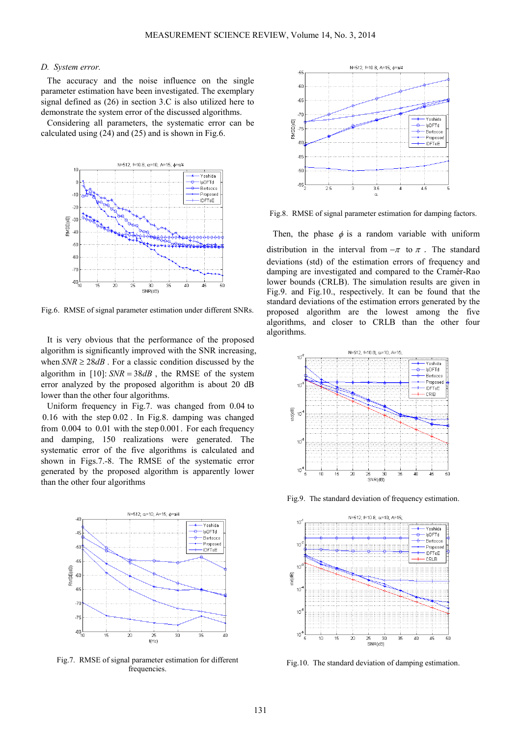*D. System error.*

The accuracy and the noise influence on the single parameter estimation have been investigated. The exemplary signal defined as (26) in section 3.C is also utilized here to demonstrate the system error of the discussed algorithms.

Considering all parameters, the systematic error can be calculated using (24) and (25) and is shown in Fig.6.

Fig.6. RMSE of signal parameter estimation under different SNRs.

It is very obvious that the performance of the proposed algorithm is significantly improved with the SNR increasing, when $SNR \geq 28dB$. For a classic condition discussed by the algorithm in [10]: $SNR = 38dB$, the RMSE of the system error analyzed by the proposed algorithm is about 20 dB lower than the other four algorithms.

Uniform frequency in Fig.7. was changed from 0.04 to 0.16 with the step 0.02. In Fig.8. damping was changed from 0.004 to 0.01 with the step 0.001. For each frequency and damping, 150 realizations were generated. The systematic error of the five algorithms is calculated and shown in Figs.7.-8. The RMSE of the systematic error generated by the proposed algorithm is apparently lower than the other four algorithms

Fig.7. RMSE of signal parameter estimation for different frequencies.

Fig.8. RMSE of signal parameter estimation for damping factors.

Then, the phase $\phi$ is a random variable with uniform distribution in the interval from $-\pi$ to $\pi$. The standard deviations (std) of the estimation errors of frequency and damping are investigated and compared to the Cramér-Rao lower bounds (CRLB). The simulation results are given in Fig.9. and Fig.10., respectively. It can be found that the standard deviations of the estimation errors generated by the proposed algorithm are the lowest among the five algorithms, and closer to CRLB than the other four algorithms.

Fig.9. The standard deviation of frequency estimation.

Fig.10. The standard deviation of damping estimation.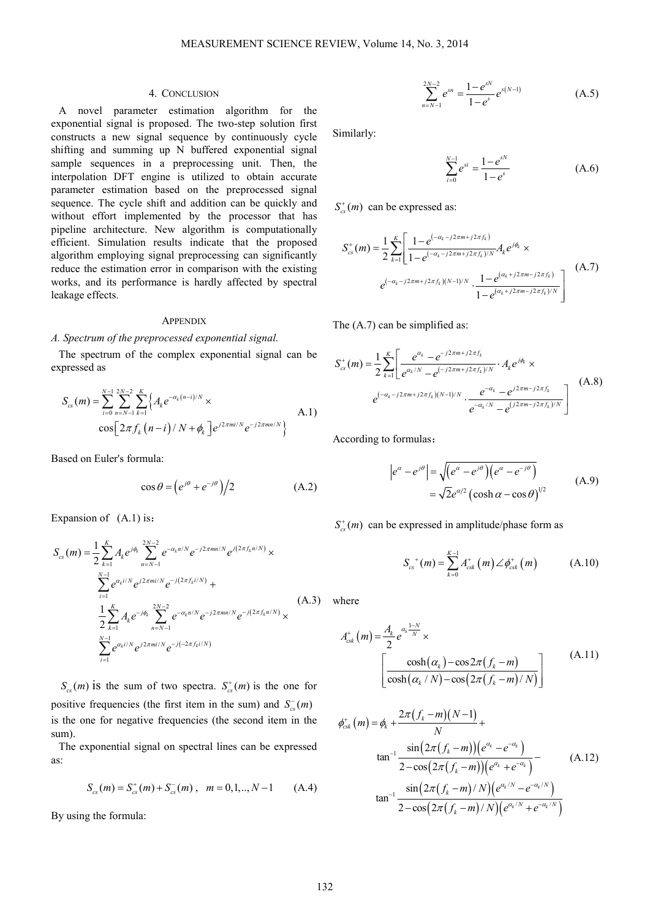## 4. Conclusion

A novel parameter estimation algorithm for the exponential signal is proposed. The two-step solution first constructs a new signal sequence by continuously cycle shifting and summing up N buffered exponential signal sample sequences in a preprocessing unit. Then, the interpolation DFT engine is utilized to obtain accurate parameter estimation based on the preprocessed signal sequence. The cycle shift and addition can be quickly and without effort implemented by the processor that has pipeline architecture. New algorithm is computationally efficient. Simulation results indicate that the proposed algorithm employing signal preprocessing can significantly reduce the estimation error in comparison with the existing works, and its performance is hardly affected by spectral leakage effects.

## Appendix

### A. Spectrum of the preprocessed exponential signal.

The spectrum of the complex exponential signal can be expressed as

$$S_{cs}(m)=\sum_{i=0}^{N-1}\sum_{n=N-1}^{2N-2}\sum_{k=1}^{K}\Big\{A_k e^{-\alpha_k(n-i)/N}\times \cos\left[2\pi f_k\left(n-i\right)/N+\phi_k\right]e^{j2\pi mi/N}e^{-j2\pi mn/N}\Big\} \tag{A.1}$$

Based on Euler's formula:

$$\cos\theta=\left(e^{j\theta}+e^{-j\theta}\right)\Big/2 \tag{A.2}$$

Expansion of (A.1) is：

$$\begin{aligned}S_{cs}(m)=&\frac{1}{2}\sum_{k=1}^{K}A_k e^{j\phi_k}\sum_{n=N-1}^{2N-2}e^{-\alpha_k n/N}e^{-j2\pi mn/N}e^{j(2\pi f_k n/N)}\times\\&\sum_{i=1}^{N-1}e^{\alpha_k i/N}e^{j2\pi mi/N}e^{-j\left(2\pi f_k i/N\right)}+\\&\frac{1}{2}\sum_{k=1}^{K}A_k e^{-j\phi_k}\sum_{n=N-1}^{2N-2}e^{-\alpha_k n/N}e^{-j2\pi mn/N}e^{-j\left(2\pi f_k n/N\right)}\times\\&\sum_{i=1}^{N-1}e^{\alpha_k i/N}e^{j2\pi mi/N}e^{-j\left(-2\pi f_k i/N\right)}\end{aligned} \tag{A.3}$$

$S_{cs}(m)$ is the sum of two spectra. $S_{cs}^{+}(m)$ is the one for positive frequencies (the first item in the sum) and $S_{cs}^{-}(m)$ is the one for negative frequencies (the second item in the sum).

The exponential signal on spectral lines can be expressed as:

$$S_{cs}(m)=S_{cs}^{+}(m)+S_{cs}^{-}(m)\,,\quad m=0,1,..,N-1 \tag{A.4}$$

By using the formula:

$$\sum_{n=N-1}^{2N-2}e^{sn}=\frac{1-e^{sN}}{1-e^{s}}e^{s(N-1)} \tag{A.5}$$

Similarly:

$$\sum_{i=0}^{N-1}e^{si}=\frac{1-e^{sN}}{1-e^{s}} \tag{A.6}$$

$S_{cs}^{+}(m)$ can be expressed as:

$$S_{cs}^{+}(m)=\frac{1}{2}\sum_{k=1}^{K}\left[\frac{1-e^{\left(-\alpha_k-j2\pi m+j2\pi f_k\right)}}{1-e^{\left(-\alpha_k-j2\pi m+j2\pi f_k\right)/N}}A_k e^{j\phi_k}\times e^{\left(-\alpha_k-j2\pi m+j2\pi f_k\right)(N-1)/N}\cdot\frac{1-e^{\left(\alpha_k+j2\pi m-j2\pi f_k\right)}}{1-e^{\left(\alpha_k+j2\pi m-j2\pi f_k\right)/N}}\right] \tag{A.7}$$

The (A.7) can be simplified as:

$$S_{cs}^{+}(m)=\frac{1}{2}\sum_{k=1}^{K}\left[\frac{e^{\alpha_k}-e^{-j2\pi m+j2\pi f_k}}{e^{\alpha_k/N}-e^{\left(-j2\pi m+j2\pi f_k\right)/N}}\cdot A_k e^{j\phi_k}\times e^{\left(-\alpha_k-j2\pi m+j2\pi f_k\right)(N-1)/N}\cdot\frac{e^{-\alpha_k}-e^{j2\pi m-j2\pi f_k}}{e^{-\alpha_k/N}-e^{\left(j2\pi m-j2\pi f_k\right)/N}}\right] \tag{A.8}$$

According to formulas：

$$\begin{aligned}\left|e^{\alpha}-e^{j\theta}\right|&=\sqrt{\left(e^{\alpha}-e^{j\theta}\right)\left(e^{\alpha}-e^{-j\theta}\right)}\\&=\sqrt{2}e^{\alpha/2}\left(\cosh\alpha-\cos\theta\right)^{1/2}\end{aligned} \tag{A.9}$$

$S_{cs}^{+}(m)$ can be expressed in amplitude/phase form as

$$S_{cs}^{\ +}(m)=\sum_{k=0}^{K-1}A_{csk}^{+}\left(m\right)\angle\phi_{csk}^{+}\left(m\right) \tag{A.10}$$

where

$$A_{csk}^{+}\left(m\right)=\frac{A_k}{2}e^{\alpha_k\frac{1-N}{N}}\times\left[\frac{\cosh(\alpha_k)-\cos2\pi\left(f_k-m\right)}{\cosh\left(\alpha_k/N\right)-\cos\left(2\pi\left(f_k-m\right)/N\right)}\right] \tag{A.11}$$

$$\begin{aligned}\phi_{csk}^{+}\left(m\right)=&\phi_k+\frac{2\pi\left(f_k-m\right)\left(N-1\right)}{N}+\\&\tan^{-1}\frac{\sin\left(2\pi\left(f_k-m\right)\right)\left(e^{\alpha_k}-e^{-\alpha_k}\right)}{2-\cos\left(2\pi\left(f_k-m\right)\right)\left(e^{\alpha_k}+e^{-\alpha_k}\right)}-\\&\tan^{-1}\frac{\sin\left(2\pi\left(f_k-m\right)/N\right)\left(e^{\alpha_k/N}-e^{-\alpha_k/N}\right)}{2-\cos\left(2\pi\left(f_k-m\right)/N\right)\left(e^{\alpha_k/N}+e^{-\alpha_k/N}\right)}\end{aligned} \tag{A.12}$$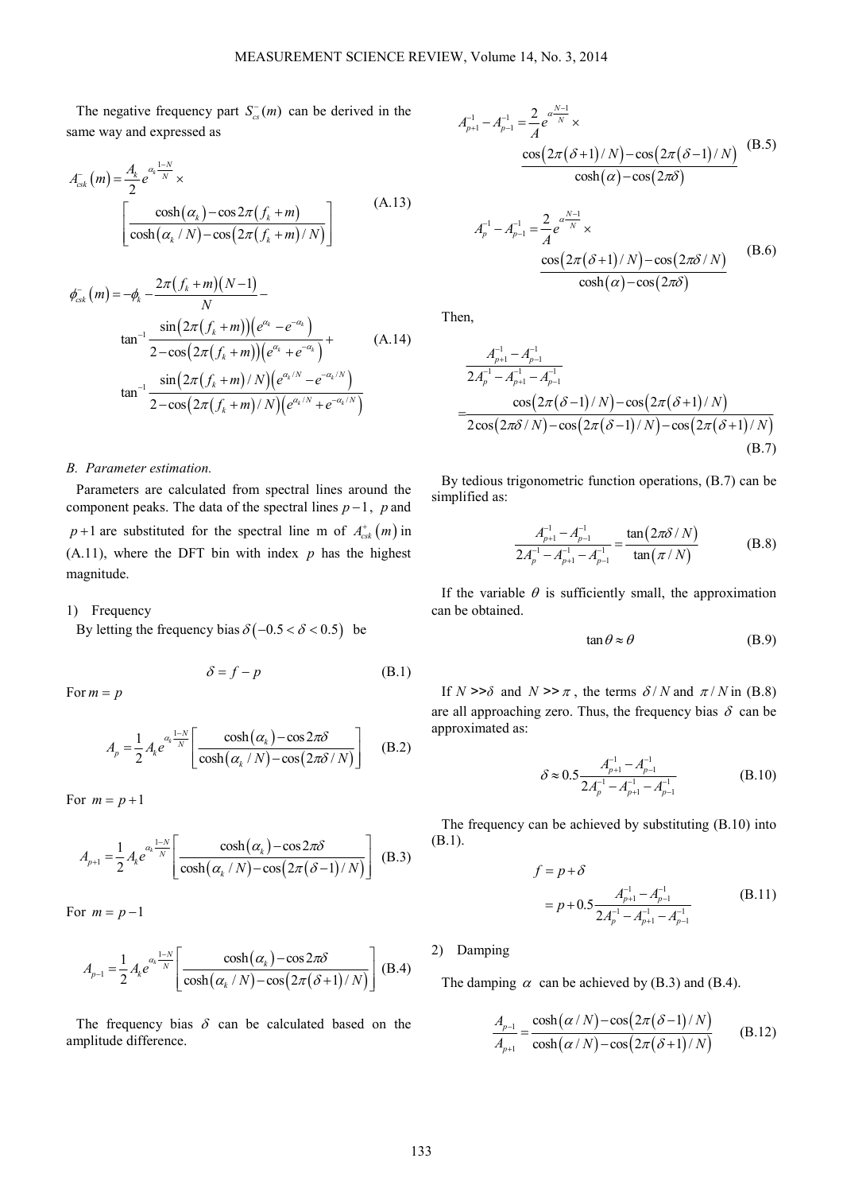The negative frequency part $S_{cs}^{-}(m)$ can be derived in the same way and expressed as

$$A_{csk}^{-}(m) = \frac{A_k}{2} e^{\alpha_k \frac{1-N}{N}} \times \left[ \frac{\cosh(\alpha_k) - \cos 2\pi(f_k + m)}{\cosh(\alpha_k / N) - \cos(2\pi(f_k + m)/N)} \right] \tag{A.13}$$

$$\phi_{csk}^{-}(m) = -\phi_k - \frac{2\pi(f_k + m)(N-1)}{N} - \tan^{-1} \frac{\sin(2\pi(f_k + m))(e^{\alpha_k} - e^{-\alpha_k})}{2 - \cos(2\pi(f_k + m))(e^{\alpha_k} + e^{-\alpha_k})} + \tan^{-1} \frac{\sin(2\pi(f_k + m)/N)(e^{\alpha_k/N} - e^{-\alpha_k/N})}{2 - \cos(2\pi(f_k + m)/N)(e^{\alpha_k/N} + e^{-\alpha_k/N})} \tag{A.14}$$

*B. Parameter estimation.*

Parameters are calculated from spectral lines around the component peaks. The data of the spectral lines $p-1$, $p$ and $p+1$ are substituted for the spectral line m of $A_{csk}^{+}(m)$ in (A.11), where the DFT bin with index $p$ has the highest magnitude.

1) Frequency

By letting the frequency bias $\delta\,(-0.5 < \delta < 0.5)$ be

$$\delta = f - p \tag{B.1}$$

For $m = p$

$$A_p = \frac{1}{2} A_k e^{\alpha_k \frac{1-N}{N}} \left[ \frac{\cosh(\alpha_k) - \cos 2\pi\delta}{\cosh(\alpha_k / N) - \cos(2\pi\delta / N)} \right] \tag{B.2}$$

For $m = p+1$

$$A_{p+1} = \frac{1}{2} A_k e^{\alpha_k \frac{1-N}{N}} \left[ \frac{\cosh(\alpha_k) - \cos 2\pi\delta}{\cosh(\alpha_k / N) - \cos(2\pi(\delta - 1)/N)} \right] \tag{B.3}$$

For $m = p-1$

$$A_{p-1} = \frac{1}{2} A_k e^{\alpha_k \frac{1-N}{N}} \left[ \frac{\cosh(\alpha_k) - \cos 2\pi\delta}{\cosh(\alpha_k / N) - \cos(2\pi(\delta + 1)/N)} \right] \tag{B.4}$$

The frequency bias $\delta$ can be calculated based on the amplitude difference.

$$A_{p+1}^{-1} - A_{p-1}^{-1} = \frac{2}{A} e^{\alpha \frac{N-1}{N}} \times \frac{\cos(2\pi(\delta + 1)/N) - \cos(2\pi(\delta - 1)/N)}{\cosh(\alpha) - \cos(2\pi\delta)} \tag{B.5}$$

$$A_{p}^{-1} - A_{p-1}^{-1} = \frac{2}{A} e^{\alpha \frac{N-1}{N}} \times \frac{\cos(2\pi(\delta + 1)/N) - \cos(2\pi\delta / N)}{\cosh(\alpha) - \cos(2\pi\delta)} \tag{B.6}$$

Then,

$$\frac{A_{p+1}^{-1} - A_{p-1}^{-1}}{2A_p^{-1} - A_{p+1}^{-1} - A_{p-1}^{-1}} = \frac{\cos(2\pi(\delta - 1)/N) - \cos(2\pi(\delta + 1)/N)}{2\cos(2\pi\delta / N) - \cos(2\pi(\delta - 1)/N) - \cos(2\pi(\delta + 1)/N)} \tag{B.7}$$

By tedious trigonometric function operations, (B.7) can be simplified as:

$$\frac{A_{p+1}^{-1} - A_{p-1}^{-1}}{2A_p^{-1} - A_{p+1}^{-1} - A_{p-1}^{-1}} = \frac{\tan(2\pi\delta / N)}{\tan(\pi / N)} \tag{B.8}$$

If the variable $\theta$ is sufficiently small, the approximation can be obtained.

$$\tan\theta \approx \theta \tag{B.9}$$

If $N >> \delta$ and $N >> \pi$, the terms $\delta / N$ and $\pi / N$ in (B.8) are all approaching zero. Thus, the frequency bias $\delta$ can be approximated as:

$$\delta \approx 0.5 \frac{A_{p+1}^{-1} - A_{p-1}^{-1}}{2A_p^{-1} - A_{p+1}^{-1} - A_{p-1}^{-1}} \tag{B.10}$$

The frequency can be achieved by substituting (B.10) into (B.1).

$$f = p + \delta = p + 0.5 \frac{A_{p+1}^{-1} - A_{p-1}^{-1}}{2A_p^{-1} - A_{p+1}^{-1} - A_{p-1}^{-1}} \tag{B.11}$$

2) Damping

The damping $\alpha$ can be achieved by (B.3) and (B.4).

$$\frac{A_{p-1}}{A_{p+1}} = \frac{\cosh(\alpha / N) - \cos(2\pi(\delta - 1)/N)}{\cosh(\alpha / N) - \cos(2\pi(\delta + 1)/N)} \tag{B.12}$$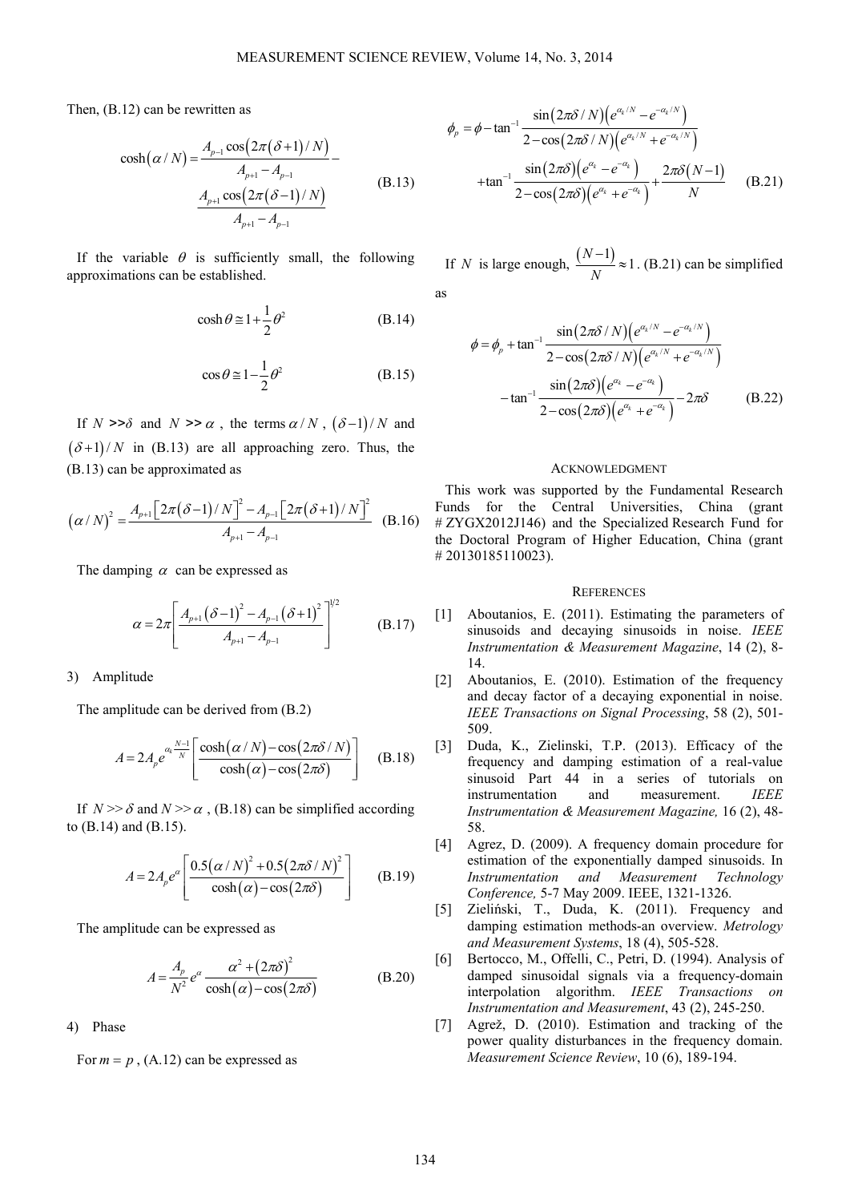Then, (B.12) can be rewritten as

$$\cosh(\alpha/N) = \frac{A_{p-1}\cos\left(2\pi(\delta+1)/N\right)}{A_{p+1}-A_{p-1}} - \frac{A_{p+1}\cos\left(2\pi(\delta-1)/N\right)}{A_{p+1}-A_{p-1}} \tag{B.13}$$

If the variable $\theta$ is sufficiently small, the following approximations can be established.

$$\cosh\theta \cong 1+\frac{1}{2}\theta^2 \tag{B.14}$$

$$\cos\theta \cong 1-\frac{1}{2}\theta^2 \tag{B.15}$$

If $N >> \delta$ and $N >> \alpha$, the terms $\alpha/N$, $(\delta-1)/N$ and $(\delta+1)/N$ in (B.13) are all approaching zero. Thus, the (B.13) can be approximated as

$$(\alpha/N)^2 = \frac{A_{p+1}\left[2\pi(\delta-1)/N\right]^2 - A_{p-1}\left[2\pi(\delta+1)/N\right]^2}{A_{p+1}-A_{p-1}} \tag{B.16}$$

The damping $\alpha$ can be expressed as

$$\alpha = 2\pi\left[\frac{A_{p+1}(\delta-1)^2 - A_{p-1}(\delta+1)^2}{A_{p+1}-A_{p-1}}\right]^{1/2} \tag{B.17}$$

3) Amplitude

The amplitude can be derived from (B.2)

$$A = 2A_p e^{\alpha_k\frac{N-1}{N}}\left[\frac{\cosh(\alpha/N)-\cos(2\pi\delta/N)}{\cosh(\alpha)-\cos(2\pi\delta)}\right] \tag{B.18}$$

If $N >> \delta$ and $N >> \alpha$, (B.18) can be simplified according to (B.14) and (B.15).

$$A = 2A_p e^{\alpha}\left[\frac{0.5(\alpha/N)^2 + 0.5(2\pi\delta/N)^2}{\cosh(\alpha)-\cos(2\pi\delta)}\right] \tag{B.19}$$

The amplitude can be expressed as

$$A = \frac{A_p}{N^2}e^{\alpha}\frac{\alpha^2+(2\pi\delta)^2}{\cosh(\alpha)-\cos(2\pi\delta)} \tag{B.20}$$

4) Phase

For $m = p$, (A.12) can be expressed as

$$\phi_p = \phi - \tan^{-1}\frac{\sin(2\pi\delta/N)\left(e^{\alpha_k/N}-e^{-\alpha_k/N}\right)}{2-\cos(2\pi\delta/N)\left(e^{\alpha_k/N}+e^{-\alpha_k/N}\right)} + \tan^{-1}\frac{\sin(2\pi\delta)\left(e^{\alpha_k}-e^{-\alpha_k}\right)}{2-\cos(2\pi\delta)\left(e^{\alpha_k}+e^{-\alpha_k}\right)} + \frac{2\pi\delta(N-1)}{N} \tag{B.21}$$

If $N$ is large enough, $\frac{(N-1)}{N} \approx 1$. (B.21) can be simplified as

$$\phi = \phi_p + \tan^{-1}\frac{\sin(2\pi\delta/N)\left(e^{\alpha_k/N}-e^{-\alpha_k/N}\right)}{2-\cos(2\pi\delta/N)\left(e^{\alpha_k/N}+e^{-\alpha_k/N}\right)} - \tan^{-1}\frac{\sin(2\pi\delta)\left(e^{\alpha_k}-e^{-\alpha_k}\right)}{2-\cos(2\pi\delta)\left(e^{\alpha_k}+e^{-\alpha_k}\right)} - 2\pi\delta \tag{B.22}$$

## ACKNOWLEDGMENT

This work was supported by the Fundamental Research Funds for the Central Universities, China (grant # ZYGX2012J146) and the Specialized Research Fund for the Doctoral Program of Higher Education, China (grant # 20130185110023).

## REFERENCES

[1] Aboutanios, E. (2011). Estimating the parameters of sinusoids and decaying sinusoids in noise. *IEEE Instrumentation & Measurement Magazine*, 14 (2), 8-14.

[2] Aboutanios, E. (2010). Estimation of the frequency and decay factor of a decaying exponential in noise. *IEEE Transactions on Signal Processing*, 58 (2), 501-509.

[3] Duda, K., Zielinski, T.P. (2013). Efficacy of the frequency and damping estimation of a real-value sinusoid Part 44 in a series of tutorials on instrumentation and measurement. *IEEE Instrumentation & Measurement Magazine,* 16 (2), 48-58.

[4] Agrez, D. (2009). A frequency domain procedure for estimation of the exponentially damped sinusoids. In *Instrumentation and Measurement Technology Conference,* 5-7 May 2009. IEEE, 1321-1326.

[5] Zieliński, T., Duda, K. (2011). Frequency and damping estimation methods-an overview. *Metrology and Measurement Systems*, 18 (4), 505-528.

[6] Bertocco, M., Offelli, C., Petri, D. (1994). Analysis of damped sinusoidal signals via a frequency-domain interpolation algorithm. *IEEE Transactions on Instrumentation and Measurement*, 43 (2), 245-250.

[7] Agrež, D. (2010). Estimation and tracking of the power quality disturbances in the frequency domain. *Measurement Science Review*, 10 (6), 189-194.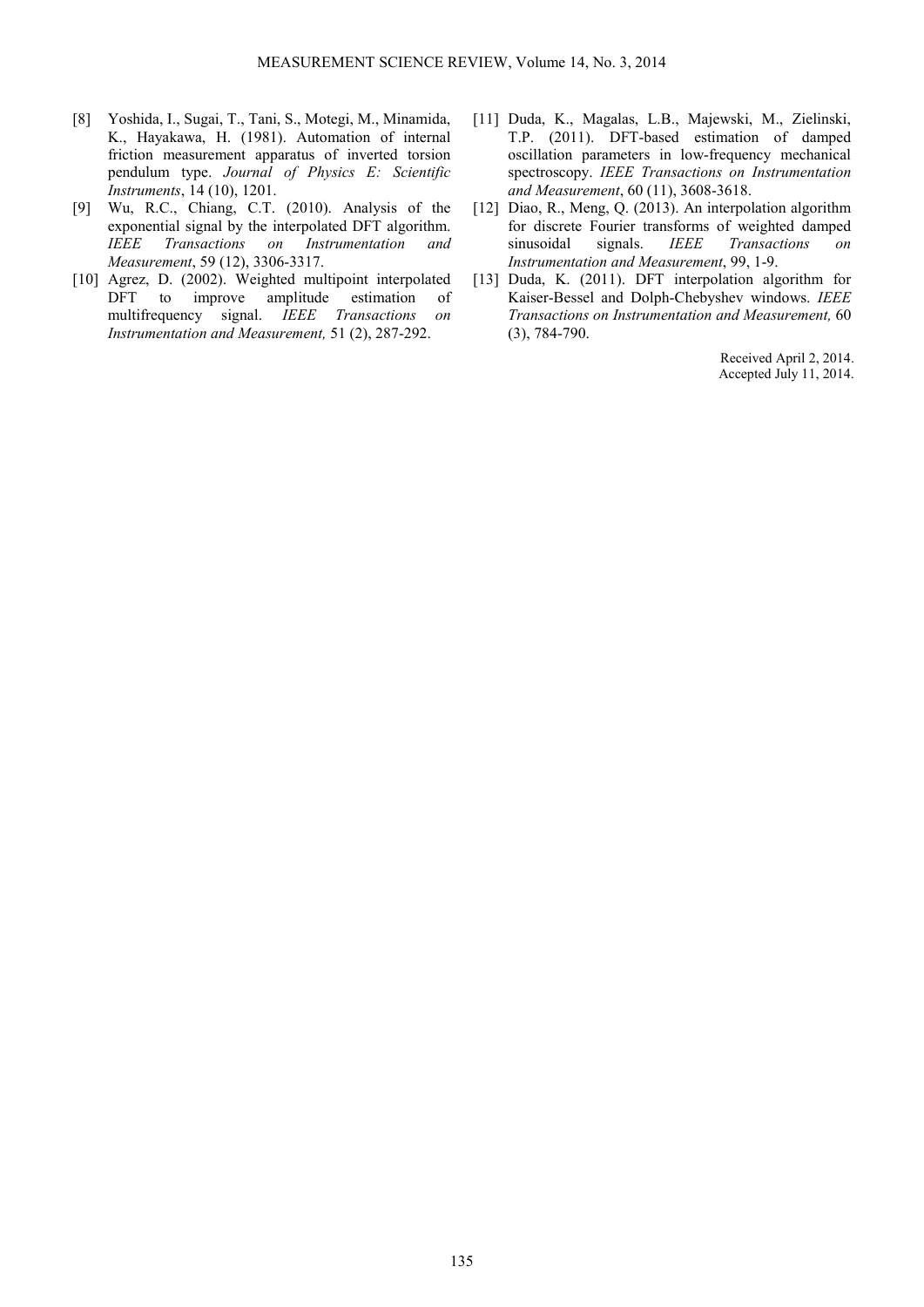[8] Yoshida, I., Sugai, T., Tani, S., Motegi, M., Minamida, K., Hayakawa, H. (1981). Automation of internal friction measurement apparatus of inverted torsion pendulum type. *Journal of Physics E: Scientific Instruments*, 14 (10), 1201.

[9] Wu, R.C., Chiang, C.T. (2010). Analysis of the exponential signal by the interpolated DFT algorithm. *IEEE Transactions on Instrumentation and Measurement*, 59 (12), 3306-3317.

[10] Agrez, D. (2002). Weighted multipoint interpolated DFT to improve amplitude estimation of multifrequency signal. *IEEE Transactions on Instrumentation and Measurement,* 51 (2), 287-292.

[11] Duda, K., Magalas, L.B., Majewski, M., Zielinski, T.P. (2011). DFT-based estimation of damped oscillation parameters in low-frequency mechanical spectroscopy. *IEEE Transactions on Instrumentation and Measurement*, 60 (11), 3608-3618.

[12] Diao, R., Meng, Q. (2013). An interpolation algorithm for discrete Fourier transforms of weighted damped sinusoidal signals. *IEEE Transactions on Instrumentation and Measurement*, 99, 1-9.

[13] Duda, K. (2011). DFT interpolation algorithm for Kaiser-Bessel and Dolph-Chebyshev windows. *IEEE Transactions on Instrumentation and Measurement,* 60 (3), 784-790.

Received April 2, 2014.
Accepted July 11, 2014.